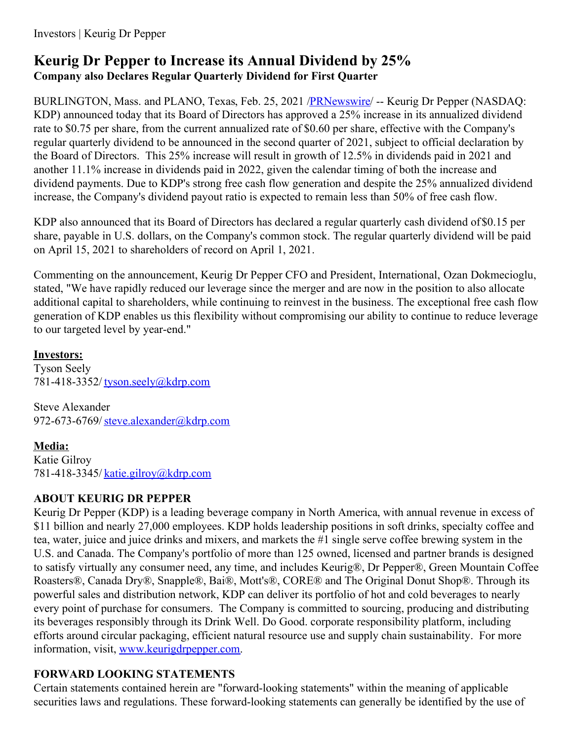# Keurig Dr Pepper to Increase its Annual Dividend by 25%

**Company also Declares Regular Quarterly Dividend for First Quarter**

BURLINGTON, Mass. and PLANO, Texas, Feb. 25, 2021 /PRNewswire/ -- Keurig Dr Pepper (NASDAQ: KDP) announced today that its Board of Directors has approved a 25% increase in its annualized dividend rate to $0.75 per share, from the current annualized rate of $0.60 per share, effective with the Company's regular quarterly dividend to be announced in the second quarter of 2021, subject to official declaration by the Board of Directors. This 25% increase will result in growth of 12.5% in dividends paid in 2021 and another 11.1% increase in dividends paid in 2022, given the calendar timing of both the increase and dividend payments. Due to KDP's strong free cash flow generation and despite the 25% annualized dividend increase, the Company's dividend payout ratio is expected to remain less than 50% of free cash flow.

KDP also announced that its Board of Directors has declared a regular quarterly cash dividend of $0.15 per share, payable in U.S. dollars, on the Company's common stock. The regular quarterly dividend will be paid on April 15, 2021 to shareholders of record on April 1, 2021.

Commenting on the announcement, Keurig Dr Pepper CFO and President, International, Ozan Dokmecioglu, stated, "We have rapidly reduced our leverage since the merger and are now in the position to also allocate additional capital to shareholders, while continuing to reinvest in the business. The exceptional free cash flow generation of KDP enables us this flexibility without compromising our ability to continue to reduce leverage to our targeted level by year-end."

**Investors:**

Tyson Seely
781-418-3352/ tyson.seely@kdrp.com

Steve Alexander
972-673-6769/ steve.alexander@kdrp.com

**Media:**

Katie Gilroy
781-418-3345/ katie.gilroy@kdrp.com

## ABOUT KEURIG DR PEPPER

Keurig Dr Pepper (KDP) is a leading beverage company in North America, with annual revenue in excess of $11 billion and nearly 27,000 employees. KDP holds leadership positions in soft drinks, specialty coffee and tea, water, juice and juice drinks and mixers, and markets the #1 single serve coffee brewing system in the U.S. and Canada. The Company's portfolio of more than 125 owned, licensed and partner brands is designed to satisfy virtually any consumer need, any time, and includes Keurig®, Dr Pepper®, Green Mountain Coffee Roasters®, Canada Dry®, Snapple®, Bai®, Mott's®, CORE® and The Original Donut Shop®. Through its powerful sales and distribution network, KDP can deliver its portfolio of hot and cold beverages to nearly every point of purchase for consumers. The Company is committed to sourcing, producing and distributing its beverages responsibly through its Drink Well. Do Good. corporate responsibility platform, including efforts around circular packaging, efficient natural resource use and supply chain sustainability. For more information, visit, www.keurigdrpepper.com.

## FORWARD LOOKING STATEMENTS

Certain statements contained herein are "forward-looking statements" within the meaning of applicable securities laws and regulations. These forward-looking statements can generally be identified by the use of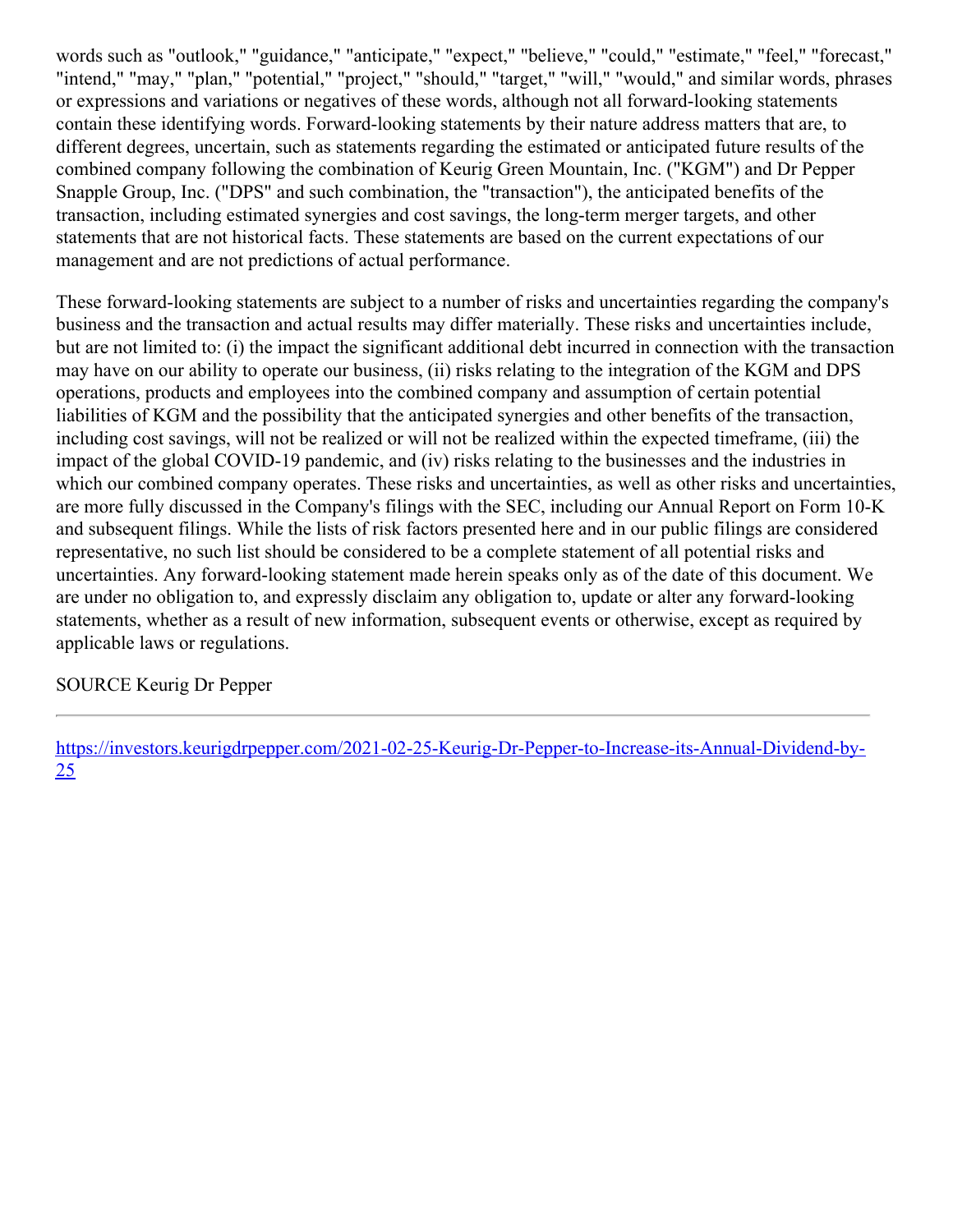words such as "outlook," "guidance," "anticipate," "expect," "believe," "could," "estimate," "feel," "forecast," "intend," "may," "plan," "potential," "project," "should," "target," "will," "would," and similar words, phrases or expressions and variations or negatives of these words, although not all forward-looking statements contain these identifying words. Forward-looking statements by their nature address matters that are, to different degrees, uncertain, such as statements regarding the estimated or anticipated future results of the combined company following the combination of Keurig Green Mountain, Inc. ("KGM") and Dr Pepper Snapple Group, Inc. ("DPS" and such combination, the "transaction"), the anticipated benefits of the transaction, including estimated synergies and cost savings, the long-term merger targets, and other statements that are not historical facts. These statements are based on the current expectations of our management and are not predictions of actual performance.

These forward-looking statements are subject to a number of risks and uncertainties regarding the company's business and the transaction and actual results may differ materially. These risks and uncertainties include, but are not limited to: (i) the impact the significant additional debt incurred in connection with the transaction may have on our ability to operate our business, (ii) risks relating to the integration of the KGM and DPS operations, products and employees into the combined company and assumption of certain potential liabilities of KGM and the possibility that the anticipated synergies and other benefits of the transaction, including cost savings, will not be realized or will not be realized within the expected timeframe, (iii) the impact of the global COVID-19 pandemic, and (iv) risks relating to the businesses and the industries in which our combined company operates. These risks and uncertainties, as well as other risks and uncertainties, are more fully discussed in the Company's filings with the SEC, including our Annual Report on Form 10-K and subsequent filings. While the lists of risk factors presented here and in our public filings are considered representative, no such list should be considered to be a complete statement of all potential risks and uncertainties. Any forward-looking statement made herein speaks only as of the date of this document. We are under no obligation to, and expressly disclaim any obligation to, update or alter any forward-looking statements, whether as a result of new information, subsequent events or otherwise, except as required by applicable laws or regulations.

SOURCE Keurig Dr Pepper

---

https://investors.keurigdrpepper.com/2021-02-25-Keurig-Dr-Pepper-to-Increase-its-Annual-Dividend-by-25